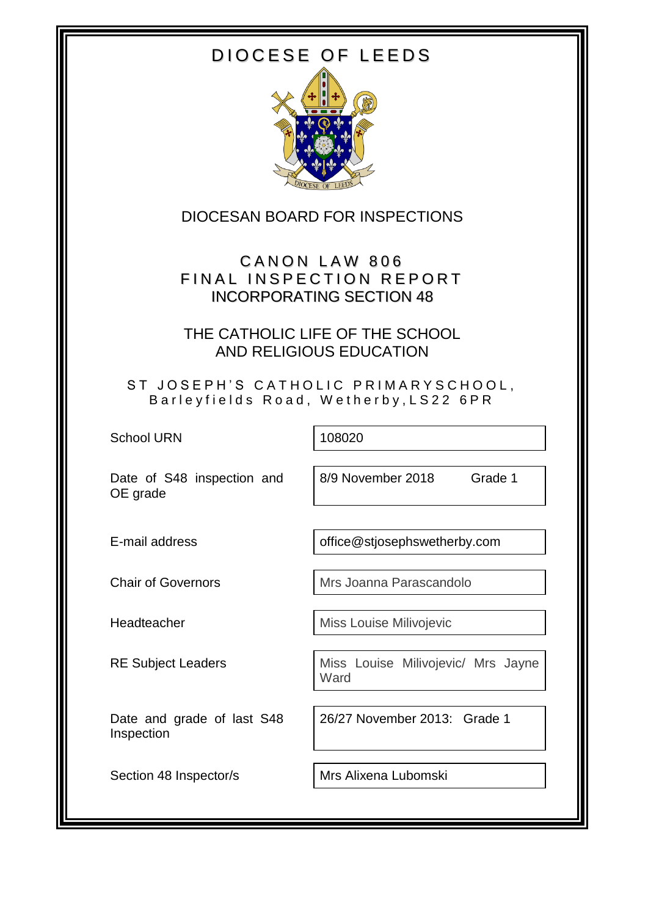# DIOCESE OF LEEDS

## DIOCESAN BOARD FOR INSPECTIONS

## CANON LAW 806
## FINAL INSPECTION REPORT
## INCORPORATING SECTION 48

## THE CATHOLIC LIFE OF THE SCHOOL AND RELIGIOUS EDUCATION

**ST JOSEPH'S CATHOLIC PRIMARYSCHOOL,**
**Barleyfields Road, Wetherby,LS22 6PR**

| | |
|---|---|
| School URN | 108020 |
| Date of S48 inspection and OE grade | 8/9 November 2018 Grade 1 |
| E-mail address | office@stjosephswetherby.com |
| Chair of Governors | Mrs Joanna Parascandolo |
| Headteacher | Miss Louise Milivojevic |
| RE Subject Leaders | Miss Louise Milivojevic/ Mrs Jayne Ward |
| Date and grade of last S48 Inspection | 26/27 November 2013: Grade 1 |
| Section 48 Inspector/s | Mrs Alixena Lubomski |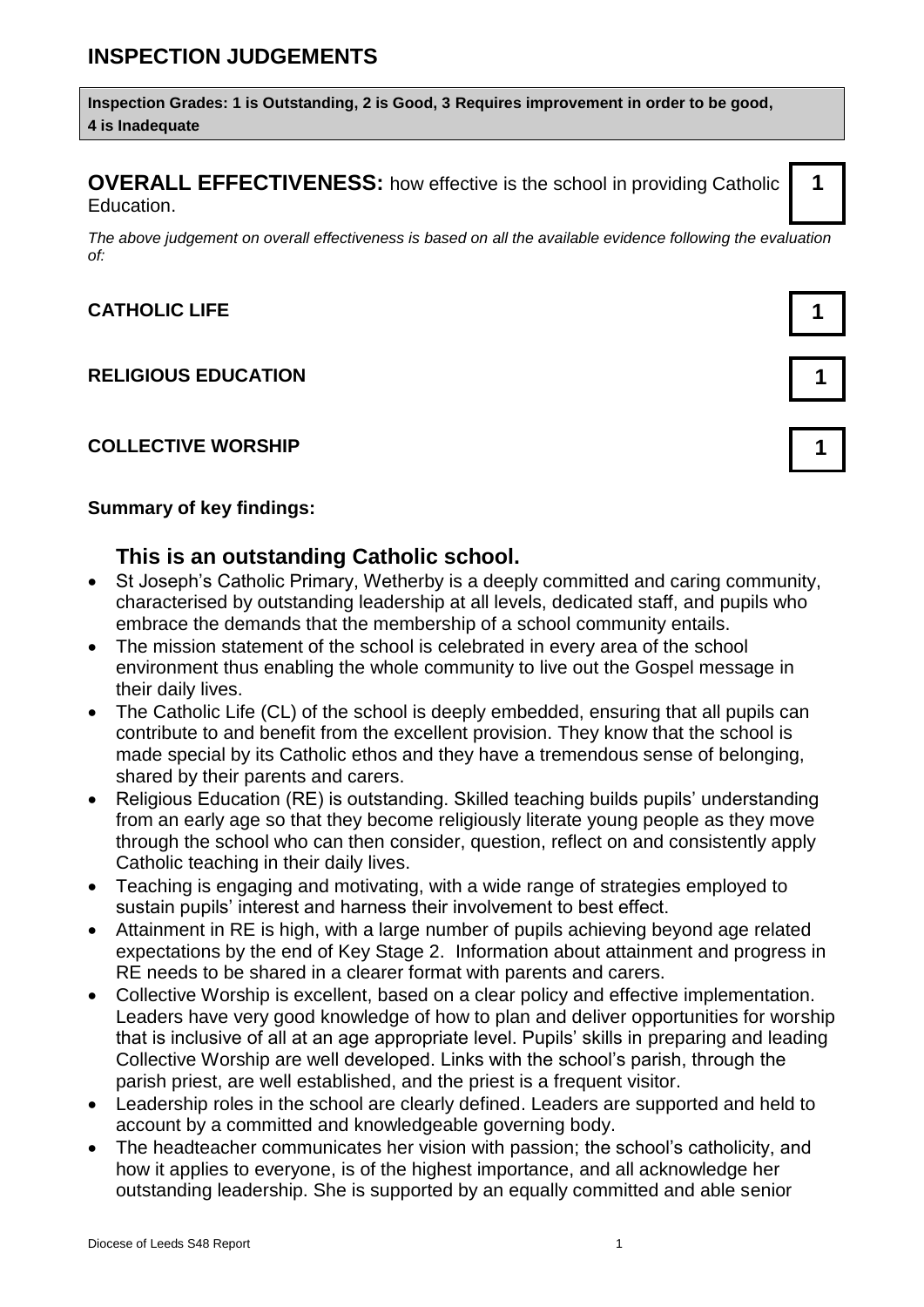# INSPECTION JUDGEMENTS

**Inspection Grades: 1 is Outstanding, 2 is Good, 3 Requires improvement in order to be good, 4 is Inadequate**

| | |
|---|---|
| **OVERALL EFFECTIVENESS:** how effective is the school in providing Catholic Education. | **1** |

*The above judgement on overall effectiveness is based on all the available evidence following the evaluation of:*

| | |
|---|---|
| **CATHOLIC LIFE** | **1** |
| **RELIGIOUS EDUCATION** | **1** |
| **COLLECTIVE WORSHIP** | **1** |

**Summary of key findings:**

## This is an outstanding Catholic school.

- St Joseph's Catholic Primary, Wetherby is a deeply committed and caring community, characterised by outstanding leadership at all levels, dedicated staff, and pupils who embrace the demands that the membership of a school community entails.
- The mission statement of the school is celebrated in every area of the school environment thus enabling the whole community to live out the Gospel message in their daily lives.
- The Catholic Life (CL) of the school is deeply embedded, ensuring that all pupils can contribute to and benefit from the excellent provision. They know that the school is made special by its Catholic ethos and they have a tremendous sense of belonging, shared by their parents and carers.
- Religious Education (RE) is outstanding. Skilled teaching builds pupils' understanding from an early age so that they become religiously literate young people as they move through the school who can then consider, question, reflect on and consistently apply Catholic teaching in their daily lives.
- Teaching is engaging and motivating, with a wide range of strategies employed to sustain pupils' interest and harness their involvement to best effect.
- Attainment in RE is high, with a large number of pupils achieving beyond age related expectations by the end of Key Stage 2. Information about attainment and progress in RE needs to be shared in a clearer format with parents and carers.
- Collective Worship is excellent, based on a clear policy and effective implementation. Leaders have very good knowledge of how to plan and deliver opportunities for worship that is inclusive of all at an age appropriate level. Pupils' skills in preparing and leading Collective Worship are well developed. Links with the school's parish, through the parish priest, are well established, and the priest is a frequent visitor.
- Leadership roles in the school are clearly defined. Leaders are supported and held to account by a committed and knowledgeable governing body.
- The headteacher communicates her vision with passion; the school's catholicity, and how it applies to everyone, is of the highest importance, and all acknowledge her outstanding leadership. She is supported by an equally committed and able senior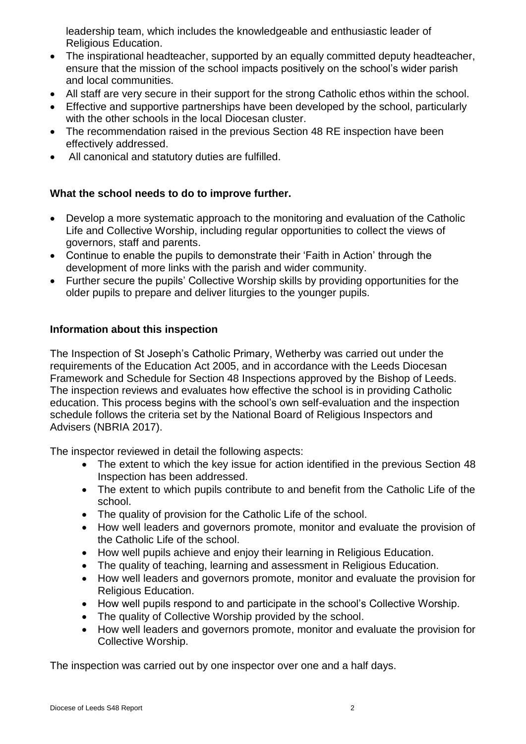leadership team, which includes the knowledgeable and enthusiastic leader of Religious Education.

- The inspirational headteacher, supported by an equally committed deputy headteacher, ensure that the mission of the school impacts positively on the school's wider parish and local communities.
- All staff are very secure in their support for the strong Catholic ethos within the school.
- Effective and supportive partnerships have been developed by the school, particularly with the other schools in the local Diocesan cluster.
- The recommendation raised in the previous Section 48 RE inspection have been effectively addressed.
- All canonical and statutory duties are fulfilled.

**What the school needs to do to improve further.**

- Develop a more systematic approach to the monitoring and evaluation of the Catholic Life and Collective Worship, including regular opportunities to collect the views of governors, staff and parents.
- Continue to enable the pupils to demonstrate their 'Faith in Action' through the development of more links with the parish and wider community.
- Further secure the pupils' Collective Worship skills by providing opportunities for the older pupils to prepare and deliver liturgies to the younger pupils.

**Information about this inspection**

The Inspection of St Joseph's Catholic Primary, Wetherby was carried out under the requirements of the Education Act 2005, and in accordance with the Leeds Diocesan Framework and Schedule for Section 48 Inspections approved by the Bishop of Leeds. The inspection reviews and evaluates how effective the school is in providing Catholic education. This process begins with the school's own self-evaluation and the inspection schedule follows the criteria set by the National Board of Religious Inspectors and Advisers (NBRIA 2017).

The inspector reviewed in detail the following aspects:

- The extent to which the key issue for action identified in the previous Section 48 Inspection has been addressed.
- The extent to which pupils contribute to and benefit from the Catholic Life of the school.
- The quality of provision for the Catholic Life of the school.
- How well leaders and governors promote, monitor and evaluate the provision of the Catholic Life of the school.
- How well pupils achieve and enjoy their learning in Religious Education.
- The quality of teaching, learning and assessment in Religious Education.
- How well leaders and governors promote, monitor and evaluate the provision for Religious Education.
- How well pupils respond to and participate in the school's Collective Worship.
- The quality of Collective Worship provided by the school.
- How well leaders and governors promote, monitor and evaluate the provision for Collective Worship.

The inspection was carried out by one inspector over one and a half days.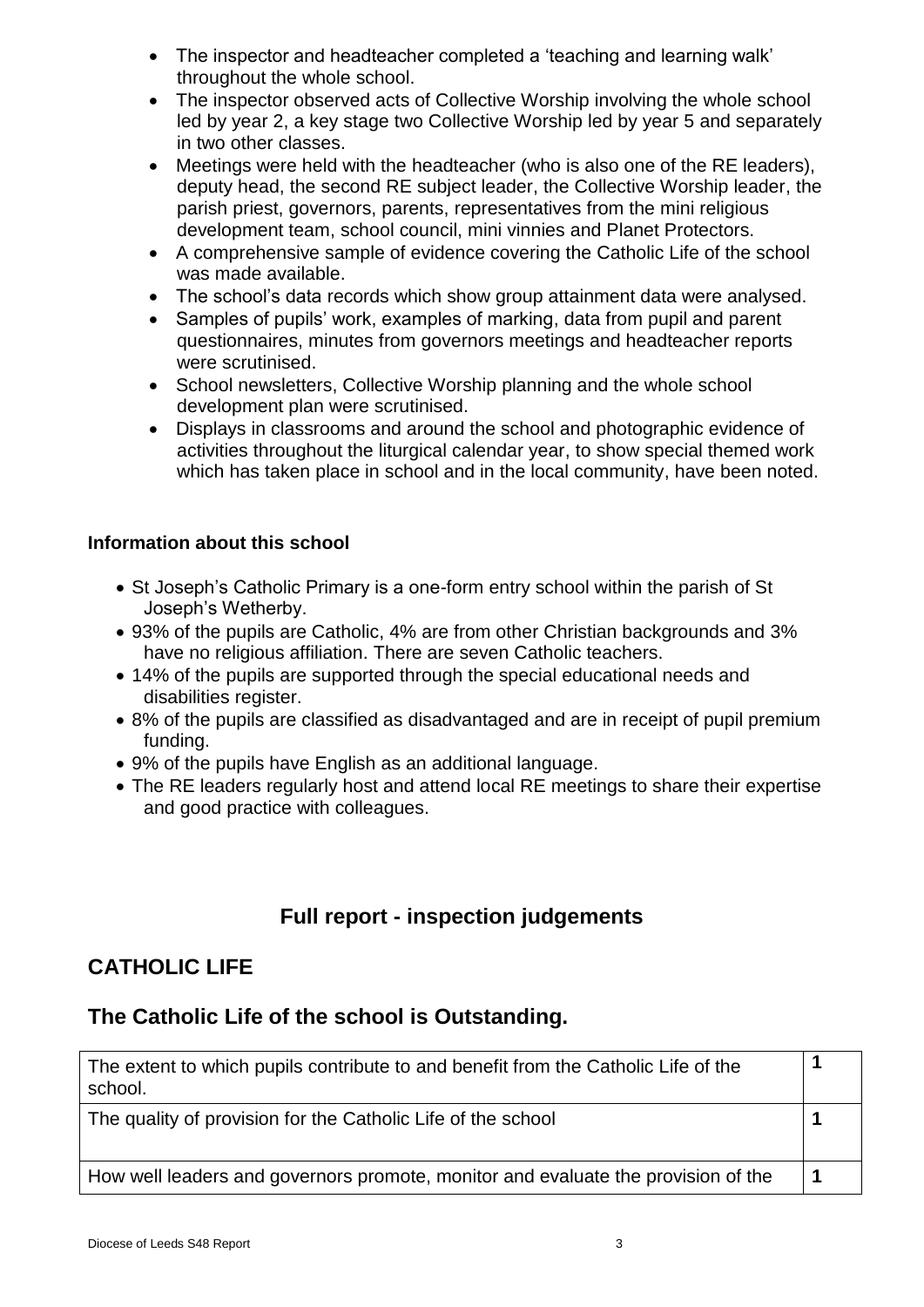- The inspector and headteacher completed a 'teaching and learning walk' throughout the whole school.
- The inspector observed acts of Collective Worship involving the whole school led by year 2, a key stage two Collective Worship led by year 5 and separately in two other classes.
- Meetings were held with the headteacher (who is also one of the RE leaders), deputy head, the second RE subject leader, the Collective Worship leader, the parish priest, governors, parents, representatives from the mini religious development team, school council, mini vinnies and Planet Protectors.
- A comprehensive sample of evidence covering the Catholic Life of the school was made available.
- The school's data records which show group attainment data were analysed.
- Samples of pupils' work, examples of marking, data from pupil and parent questionnaires, minutes from governors meetings and headteacher reports were scrutinised.
- School newsletters, Collective Worship planning and the whole school development plan were scrutinised.
- Displays in classrooms and around the school and photographic evidence of activities throughout the liturgical calendar year, to show special themed work which has taken place in school and in the local community, have been noted.

**Information about this school**

- St Joseph's Catholic Primary is a one-form entry school within the parish of St Joseph's Wetherby.
- 93% of the pupils are Catholic, 4% are from other Christian backgrounds and 3% have no religious affiliation. There are seven Catholic teachers.
- 14% of the pupils are supported through the special educational needs and disabilities register.
- 8% of the pupils are classified as disadvantaged and are in receipt of pupil premium funding.
- 9% of the pupils have English as an additional language.
- The RE leaders regularly host and attend local RE meetings to share their expertise and good practice with colleagues.

## Full report - inspection judgements

## CATHOLIC LIFE

## The Catholic Life of the school is Outstanding.

| | |
|---|---|
| The extent to which pupils contribute to and benefit from the Catholic Life of the school. | **1** |
| The quality of provision for the Catholic Life of the school | **1** |
| How well leaders and governors promote, monitor and evaluate the provision of the | **1** |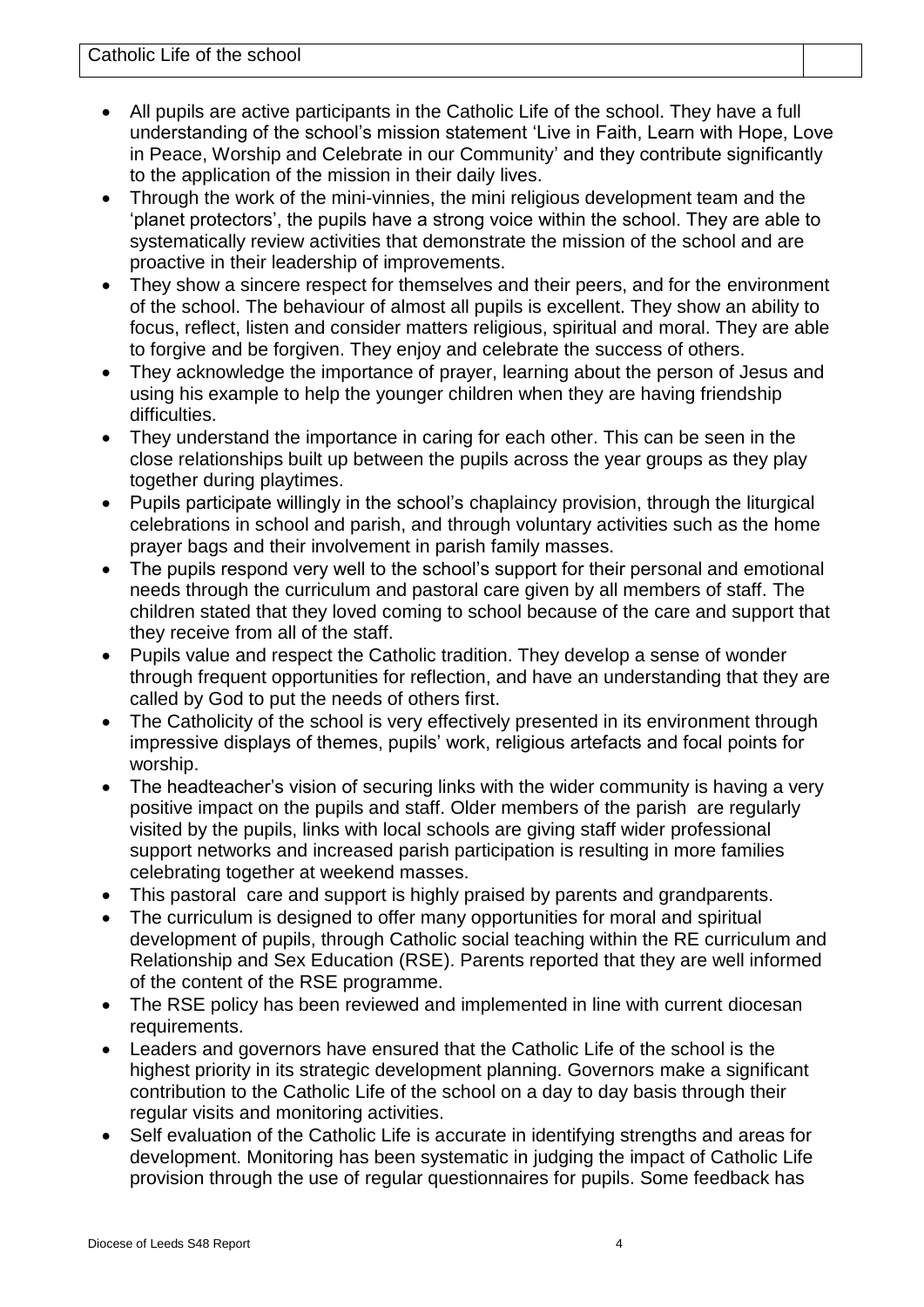| Catholic Life of the school | |
| --- | --- |

- All pupils are active participants in the Catholic Life of the school. They have a full understanding of the school's mission statement 'Live in Faith, Learn with Hope, Love in Peace, Worship and Celebrate in our Community' and they contribute significantly to the application of the mission in their daily lives.
- Through the work of the mini-vinnies, the mini religious development team and the 'planet protectors', the pupils have a strong voice within the school. They are able to systematically review activities that demonstrate the mission of the school and are proactive in their leadership of improvements.
- They show a sincere respect for themselves and their peers, and for the environment of the school. The behaviour of almost all pupils is excellent. They show an ability to focus, reflect, listen and consider matters religious, spiritual and moral. They are able to forgive and be forgiven. They enjoy and celebrate the success of others.
- They acknowledge the importance of prayer, learning about the person of Jesus and using his example to help the younger children when they are having friendship difficulties.
- They understand the importance in caring for each other. This can be seen in the close relationships built up between the pupils across the year groups as they play together during playtimes.
- Pupils participate willingly in the school's chaplaincy provision, through the liturgical celebrations in school and parish, and through voluntary activities such as the home prayer bags and their involvement in parish family masses.
- The pupils respond very well to the school's support for their personal and emotional needs through the curriculum and pastoral care given by all members of staff. The children stated that they loved coming to school because of the care and support that they receive from all of the staff.
- Pupils value and respect the Catholic tradition. They develop a sense of wonder through frequent opportunities for reflection, and have an understanding that they are called by God to put the needs of others first.
- The Catholicity of the school is very effectively presented in its environment through impressive displays of themes, pupils' work, religious artefacts and focal points for worship.
- The headteacher's vision of securing links with the wider community is having a very positive impact on the pupils and staff. Older members of the parish are regularly visited by the pupils, links with local schools are giving staff wider professional support networks and increased parish participation is resulting in more families celebrating together at weekend masses.
- This pastoral care and support is highly praised by parents and grandparents.
- The curriculum is designed to offer many opportunities for moral and spiritual development of pupils, through Catholic social teaching within the RE curriculum and Relationship and Sex Education (RSE). Parents reported that they are well informed of the content of the RSE programme.
- The RSE policy has been reviewed and implemented in line with current diocesan requirements.
- Leaders and governors have ensured that the Catholic Life of the school is the highest priority in its strategic development planning. Governors make a significant contribution to the Catholic Life of the school on a day to day basis through their regular visits and monitoring activities.
- Self evaluation of the Catholic Life is accurate in identifying strengths and areas for development. Monitoring has been systematic in judging the impact of Catholic Life provision through the use of regular questionnaires for pupils. Some feedback has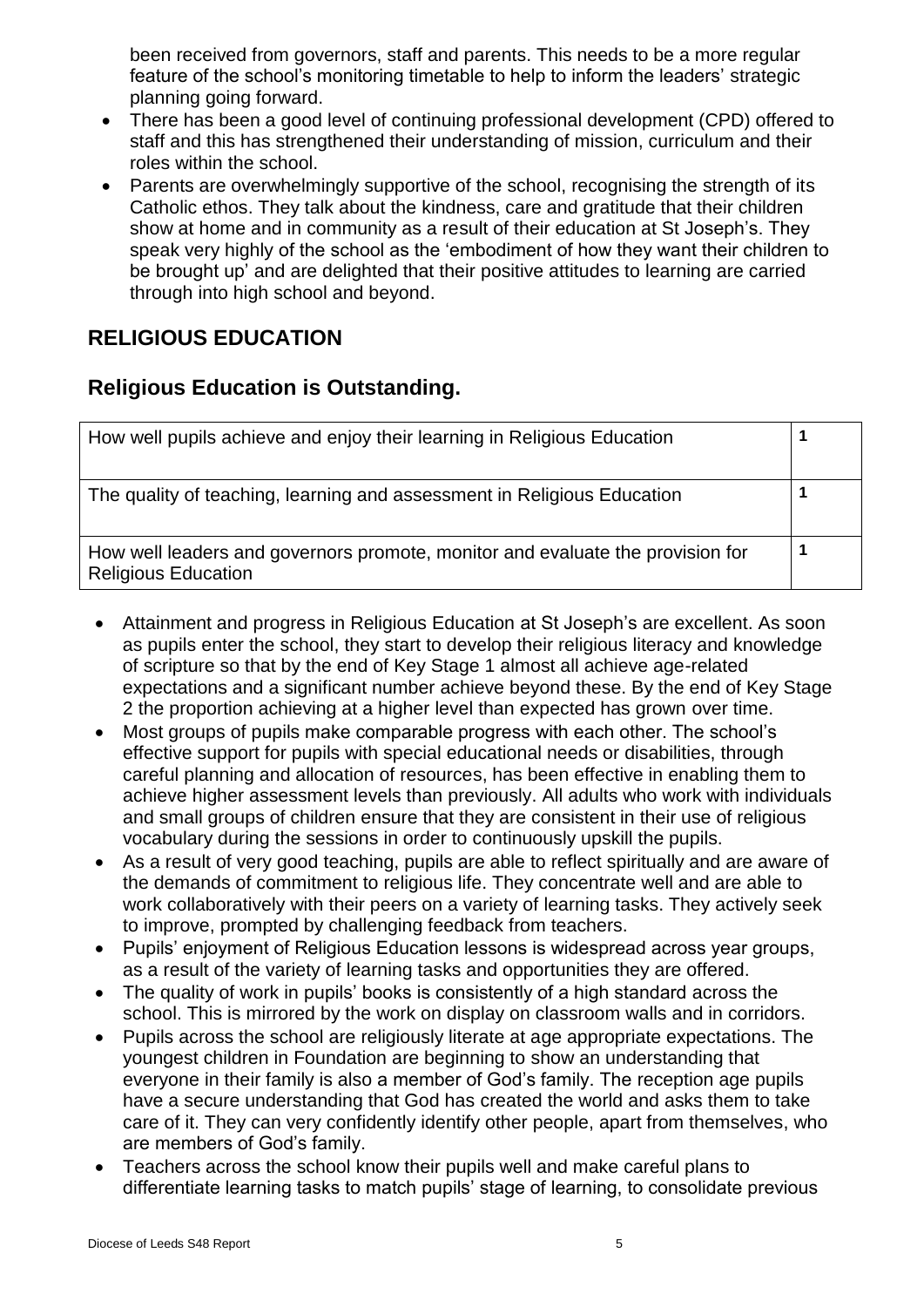been received from governors, staff and parents. This needs to be a more regular feature of the school's monitoring timetable to help to inform the leaders' strategic planning going forward.

- There has been a good level of continuing professional development (CPD) offered to staff and this has strengthened their understanding of mission, curriculum and their roles within the school.
- Parents are overwhelmingly supportive of the school, recognising the strength of its Catholic ethos. They talk about the kindness, care and gratitude that their children show at home and in community as a result of their education at St Joseph's. They speak very highly of the school as the 'embodiment of how they want their children to be brought up' and are delighted that their positive attitudes to learning are carried through into high school and beyond.

## RELIGIOUS EDUCATION

## Religious Education is Outstanding.

| | |
|---|---|
| How well pupils achieve and enjoy their learning in Religious Education | **1** |
| The quality of teaching, learning and assessment in Religious Education | **1** |
| How well leaders and governors promote, monitor and evaluate the provision for Religious Education | **1** |

- Attainment and progress in Religious Education at St Joseph's are excellent. As soon as pupils enter the school, they start to develop their religious literacy and knowledge of scripture so that by the end of Key Stage 1 almost all achieve age-related expectations and a significant number achieve beyond these. By the end of Key Stage 2 the proportion achieving at a higher level than expected has grown over time.
- Most groups of pupils make comparable progress with each other. The school's effective support for pupils with special educational needs or disabilities, through careful planning and allocation of resources, has been effective in enabling them to achieve higher assessment levels than previously. All adults who work with individuals and small groups of children ensure that they are consistent in their use of religious vocabulary during the sessions in order to continuously upskill the pupils.
- As a result of very good teaching, pupils are able to reflect spiritually and are aware of the demands of commitment to religious life. They concentrate well and are able to work collaboratively with their peers on a variety of learning tasks. They actively seek to improve, prompted by challenging feedback from teachers.
- Pupils' enjoyment of Religious Education lessons is widespread across year groups, as a result of the variety of learning tasks and opportunities they are offered.
- The quality of work in pupils' books is consistently of a high standard across the school. This is mirrored by the work on display on classroom walls and in corridors.
- Pupils across the school are religiously literate at age appropriate expectations. The youngest children in Foundation are beginning to show an understanding that everyone in their family is also a member of God's family. The reception age pupils have a secure understanding that God has created the world and asks them to take care of it. They can very confidently identify other people, apart from themselves, who are members of God's family.
- Teachers across the school know their pupils well and make careful plans to differentiate learning tasks to match pupils' stage of learning, to consolidate previous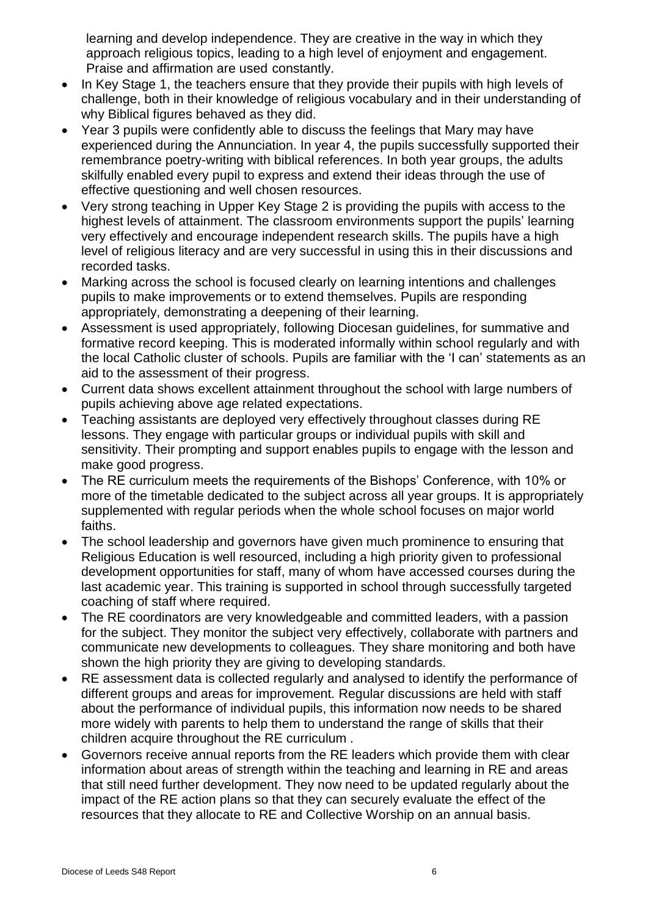learning and develop independence. They are creative in the way in which they approach religious topics, leading to a high level of enjoyment and engagement. Praise and affirmation are used constantly.

- In Key Stage 1, the teachers ensure that they provide their pupils with high levels of challenge, both in their knowledge of religious vocabulary and in their understanding of why Biblical figures behaved as they did.
- Year 3 pupils were confidently able to discuss the feelings that Mary may have experienced during the Annunciation. In year 4, the pupils successfully supported their remembrance poetry-writing with biblical references. In both year groups, the adults skilfully enabled every pupil to express and extend their ideas through the use of effective questioning and well chosen resources.
- Very strong teaching in Upper Key Stage 2 is providing the pupils with access to the highest levels of attainment. The classroom environments support the pupils' learning very effectively and encourage independent research skills. The pupils have a high level of religious literacy and are very successful in using this in their discussions and recorded tasks.
- Marking across the school is focused clearly on learning intentions and challenges pupils to make improvements or to extend themselves. Pupils are responding appropriately, demonstrating a deepening of their learning.
- Assessment is used appropriately, following Diocesan guidelines, for summative and formative record keeping. This is moderated informally within school regularly and with the local Catholic cluster of schools. Pupils are familiar with the 'I can' statements as an aid to the assessment of their progress.
- Current data shows excellent attainment throughout the school with large numbers of pupils achieving above age related expectations.
- Teaching assistants are deployed very effectively throughout classes during RE lessons. They engage with particular groups or individual pupils with skill and sensitivity. Their prompting and support enables pupils to engage with the lesson and make good progress.
- The RE curriculum meets the requirements of the Bishops' Conference, with 10% or more of the timetable dedicated to the subject across all year groups. It is appropriately supplemented with regular periods when the whole school focuses on major world faiths.
- The school leadership and governors have given much prominence to ensuring that Religious Education is well resourced, including a high priority given to professional development opportunities for staff, many of whom have accessed courses during the last academic year. This training is supported in school through successfully targeted coaching of staff where required.
- The RE coordinators are very knowledgeable and committed leaders, with a passion for the subject. They monitor the subject very effectively, collaborate with partners and communicate new developments to colleagues. They share monitoring and both have shown the high priority they are giving to developing standards.
- RE assessment data is collected regularly and analysed to identify the performance of different groups and areas for improvement. Regular discussions are held with staff about the performance of individual pupils, this information now needs to be shared more widely with parents to help them to understand the range of skills that their children acquire throughout the RE curriculum .
- Governors receive annual reports from the RE leaders which provide them with clear information about areas of strength within the teaching and learning in RE and areas that still need further development. They now need to be updated regularly about the impact of the RE action plans so that they can securely evaluate the effect of the resources that they allocate to RE and Collective Worship on an annual basis.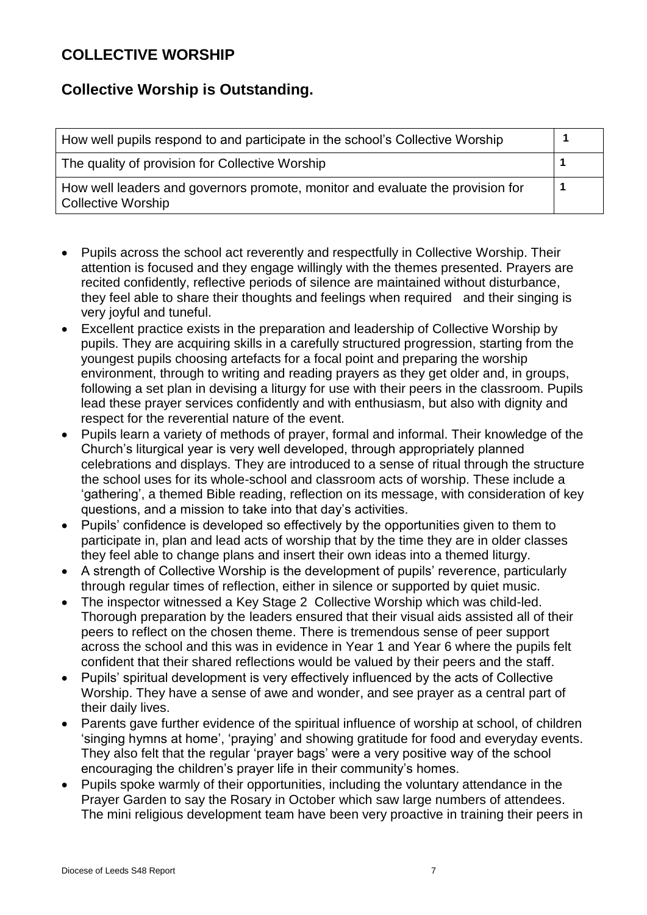## COLLECTIVE WORSHIP

### Collective Worship is Outstanding.

| | |
|---|---|
| How well pupils respond to and participate in the school's Collective Worship | 1 |
| The quality of provision for Collective Worship | 1 |
| How well leaders and governors promote, monitor and evaluate the provision for Collective Worship | 1 |

- Pupils across the school act reverently and respectfully in Collective Worship. Their attention is focused and they engage willingly with the themes presented. Prayers are recited confidently, reflective periods of silence are maintained without disturbance, they feel able to share their thoughts and feelings when required and their singing is very joyful and tuneful.
- Excellent practice exists in the preparation and leadership of Collective Worship by pupils. They are acquiring skills in a carefully structured progression, starting from the youngest pupils choosing artefacts for a focal point and preparing the worship environment, through to writing and reading prayers as they get older and, in groups, following a set plan in devising a liturgy for use with their peers in the classroom. Pupils lead these prayer services confidently and with enthusiasm, but also with dignity and respect for the reverential nature of the event.
- Pupils learn a variety of methods of prayer, formal and informal. Their knowledge of the Church's liturgical year is very well developed, through appropriately planned celebrations and displays. They are introduced to a sense of ritual through the structure the school uses for its whole-school and classroom acts of worship. These include a 'gathering', a themed Bible reading, reflection on its message, with consideration of key questions, and a mission to take into that day's activities.
- Pupils' confidence is developed so effectively by the opportunities given to them to participate in, plan and lead acts of worship that by the time they are in older classes they feel able to change plans and insert their own ideas into a themed liturgy.
- A strength of Collective Worship is the development of pupils' reverence, particularly through regular times of reflection, either in silence or supported by quiet music.
- The inspector witnessed a Key Stage 2 Collective Worship which was child-led. Thorough preparation by the leaders ensured that their visual aids assisted all of their peers to reflect on the chosen theme. There is tremendous sense of peer support across the school and this was in evidence in Year 1 and Year 6 where the pupils felt confident that their shared reflections would be valued by their peers and the staff.
- Pupils' spiritual development is very effectively influenced by the acts of Collective Worship. They have a sense of awe and wonder, and see prayer as a central part of their daily lives.
- Parents gave further evidence of the spiritual influence of worship at school, of children 'singing hymns at home', 'praying' and showing gratitude for food and everyday events. They also felt that the regular 'prayer bags' were a very positive way of the school encouraging the children's prayer life in their community's homes.
- Pupils spoke warmly of their opportunities, including the voluntary attendance in the Prayer Garden to say the Rosary in October which saw large numbers of attendees. The mini religious development team have been very proactive in training their peers in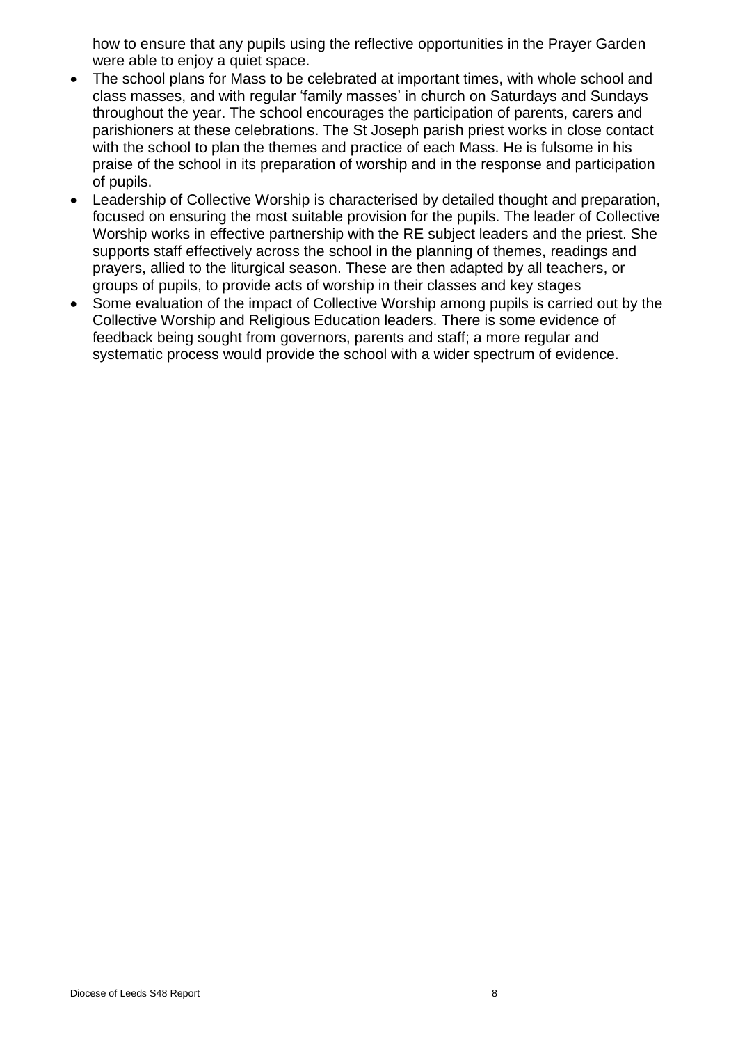how to ensure that any pupils using the reflective opportunities in the Prayer Garden were able to enjoy a quiet space.

- The school plans for Mass to be celebrated at important times, with whole school and class masses, and with regular 'family masses' in church on Saturdays and Sundays throughout the year. The school encourages the participation of parents, carers and parishioners at these celebrations. The St Joseph parish priest works in close contact with the school to plan the themes and practice of each Mass. He is fulsome in his praise of the school in its preparation of worship and in the response and participation of pupils.
- Leadership of Collective Worship is characterised by detailed thought and preparation, focused on ensuring the most suitable provision for the pupils. The leader of Collective Worship works in effective partnership with the RE subject leaders and the priest. She supports staff effectively across the school in the planning of themes, readings and prayers, allied to the liturgical season. These are then adapted by all teachers, or groups of pupils, to provide acts of worship in their classes and key stages
- Some evaluation of the impact of Collective Worship among pupils is carried out by the Collective Worship and Religious Education leaders. There is some evidence of feedback being sought from governors, parents and staff; a more regular and systematic process would provide the school with a wider spectrum of evidence.